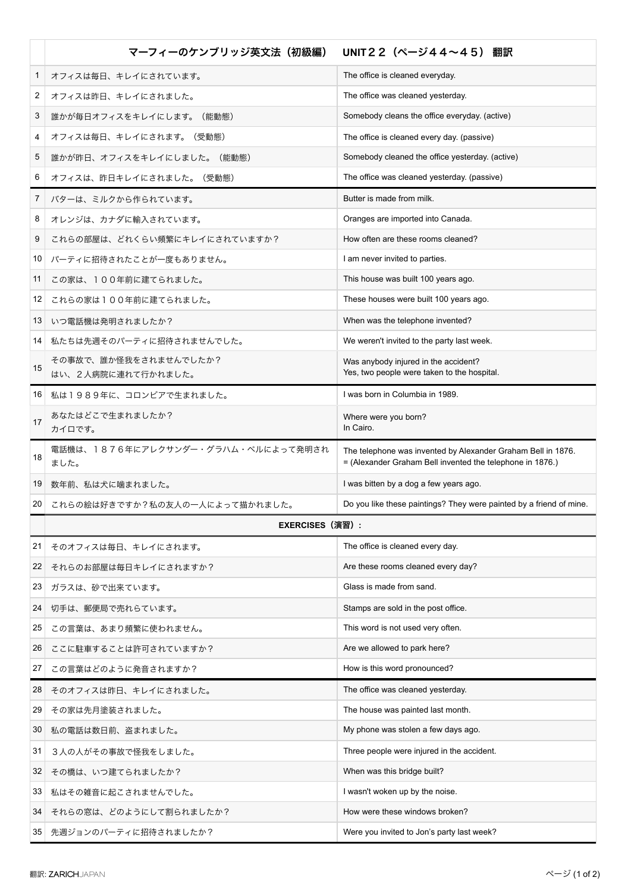| | マーフィーのケンブリッジ英文法（初級編）　UNIT２２（ページ４４〜４５）翻訳 | |
|---|---|---|
| 1 | オフィスは毎日、キレイにされています。 | The office is cleaned everyday. |
| 2 | オフィスは昨日、キレイにされました。 | The office was cleaned yesterday. |
| 3 | 誰かが毎日オフィスをキレイにします。（能動態） | Somebody cleans the office everyday. (active) |
| 4 | オフィスは毎日、キレイにされます。（受動態） | The office is cleaned every day. (passive) |
| 5 | 誰かが昨日、オフィスをキレイにしました。（能動態） | Somebody cleaned the office yesterday. (active) |
| 6 | オフィスは、昨日キレイにされました。（受動態） | The office was cleaned yesterday. (passive) |
| 7 | バターは、ミルクから作られています。 | Butter is made from milk. |
| 8 | オレンジは、カナダに輸入されています。 | Oranges are imported into Canada. |
| 9 | これらの部屋は、どれくらい頻繁にキレイにされていますか？ | How often are these rooms cleaned? |
| 10 | パーティに招待されたことが一度もありません。 | I am never invited to parties. |
| 11 | この家は、１００年前に建てられました。 | This house was built 100 years ago. |
| 12 | これらの家は１００年前に建てられました。 | These houses were built 100 years ago. |
| 13 | いつ電話機は発明されましたか？ | When was the telephone invented? |
| 14 | 私たちは先週そのパーティに招待されませんでした。 | We weren't invited to the party last week. |
| 15 | その事故で、誰か怪我をされませんでしたか？<br>はい、２人病院に連れて行かれました。 | Was anybody injured in the accident?<br>Yes, two people were taken to the hospital. |
| 16 | 私は１９８９年に、コロンビアで生まれました。 | I was born in Columbia in 1989. |
| 17 | あなたはどこで生まれましたか？<br>カイロです。 | Where were you born?<br>In Cairo. |
| 18 | 電話機は、１８７６年にアレクサンダー・グラハム・ベルによって発明されました。 | The telephone was invented by Alexander Graham Bell in 1876.<br>= (Alexander Graham Bell invented the telephone in 1876.) |
| 19 | 数年前、私は犬に噛まれました。 | I was bitten by a dog a few years ago. |
| 20 | これらの絵は好きですか？私の友人の一人によって描かれました。 | Do you like these paintings? They were painted by a friend of mine. |
| | **EXERCISES（演習）:** | |
| 21 | そのオフィスは毎日、キレイにされます。 | The office is cleaned every day. |
| 22 | それらのお部屋は毎日キレイにされますか？ | Are these rooms cleaned every day? |
| 23 | ガラスは、砂で出来ています。 | Glass is made from sand. |
| 24 | 切手は、郵便局で売れらています。 | Stamps are sold in the post office. |
| 25 | この言葉は、あまり頻繁に使われません。 | This word is not used very often. |
| 26 | ここに駐車することは許可されていますか？ | Are we allowed to park here? |
| 27 | この言葉はどのように発音されますか？ | How is this word pronounced? |
| 28 | そのオフィスは昨日、キレイにされました。 | The office was cleaned yesterday. |
| 29 | その家は先月塗装されました。 | The house was painted last month. |
| 30 | 私の電話は数日前、盗まれました。 | My phone was stolen a few days ago. |
| 31 | ３人の人がその事故で怪我をしました。 | Three people were injured in the accident. |
| 32 | その橋は、いつ建てられましたか？ | When was this bridge built? |
| 33 | 私はその雑音に起こされませんでした。 | I wasn't woken up by the noise. |
| 34 | それらの窓は、どのようにして割られましたか？ | How were these windows broken? |
| 35 | 先週ジョンのパーティに招待されましたか？ | Were you invited to Jon's party last week? |

翻訳: ZARICHJAPAN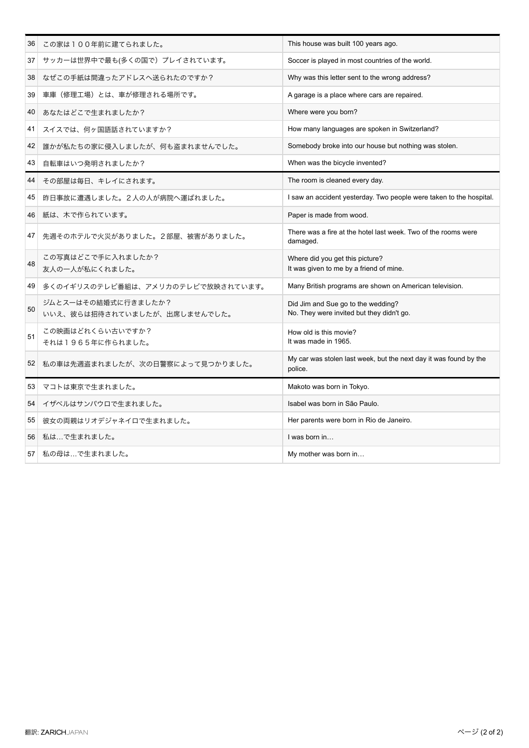| | | |
|---|---|---|
| 36 | この家は１００年前に建てられました。 | This house was built 100 years ago. |
| 37 | サッカーは世界中で最も(多くの国で）プレイされています。 | Soccer is played in most countries of the world. |
| 38 | なぜこの手紙は間違ったアドレスへ送られたのですか？ | Why was this letter sent to the wrong address? |
| 39 | 車庫（修理工場）とは、車が修理される場所です。 | A garage is a place where cars are repaired. |
| 40 | あなたはどこで生まれましたか？ | Where were you born? |
| 41 | スイスでは、何ヶ国語話されていますか？ | How many languages are spoken in Switzerland? |
| 42 | 誰かが私たちの家に侵入しましたが、何も盗まれませんでした。 | Somebody broke into our house but nothing was stolen. |
| 43 | 自転車はいつ発明されましたか？ | When was the bicycle invented? |
| 44 | その部屋は毎日、キレイにされます。 | The room is cleaned every day. |
| 45 | 昨日事故に遭遇しました。２人の人が病院へ運ばれました。 | I saw an accident yesterday. Two people were taken to the hospital. |
| 46 | 紙は、木で作られています。 | Paper is made from wood. |
| 47 | 先週そのホテルで火災がありました。２部屋、被害がありました。 | There was a fire at the hotel last week. Two of the rooms were damaged. |
| 48 | この写真はどこで手に入れましたか？<br>友人の一人が私にくれました。 | Where did you get this picture?<br>It was given to me by a friend of mine. |
| 49 | 多くのイギリスのテレビ番組は、アメリカのテレビで放映されています。 | Many British programs are shown on American television. |
| 50 | ジムとスーはその結婚式に行きましたか？<br>いいえ、彼らは招待されていましたが、出席しませんでした。 | Did Jim and Sue go to the wedding?<br>No. They were invited but they didn't go. |
| 51 | この映画はどれくらい古いですか？<br>それは１９６５年に作られました。 | How old is this movie?<br>It was made in 1965. |
| 52 | 私の車は先週盗まれましたが、次の日警察によって見つかりました。 | My car was stolen last week, but the next day it was found by the police. |
| 53 | マコトは東京で生まれました。 | Makoto was born in Tokyo. |
| 54 | イザベルはサンパウロで生まれました。 | Isabel was born in São Paulo. |
| 55 | 彼女の両親はリオデジャネイロで生まれました。 | Her parents were born in Rio de Janeiro. |
| 56 | 私は…で生まれました。 | I was born in… |
| 57 | 私の母は…で生まれました。 | My mother was born in… |

翻訳: ZARICHJAPAN